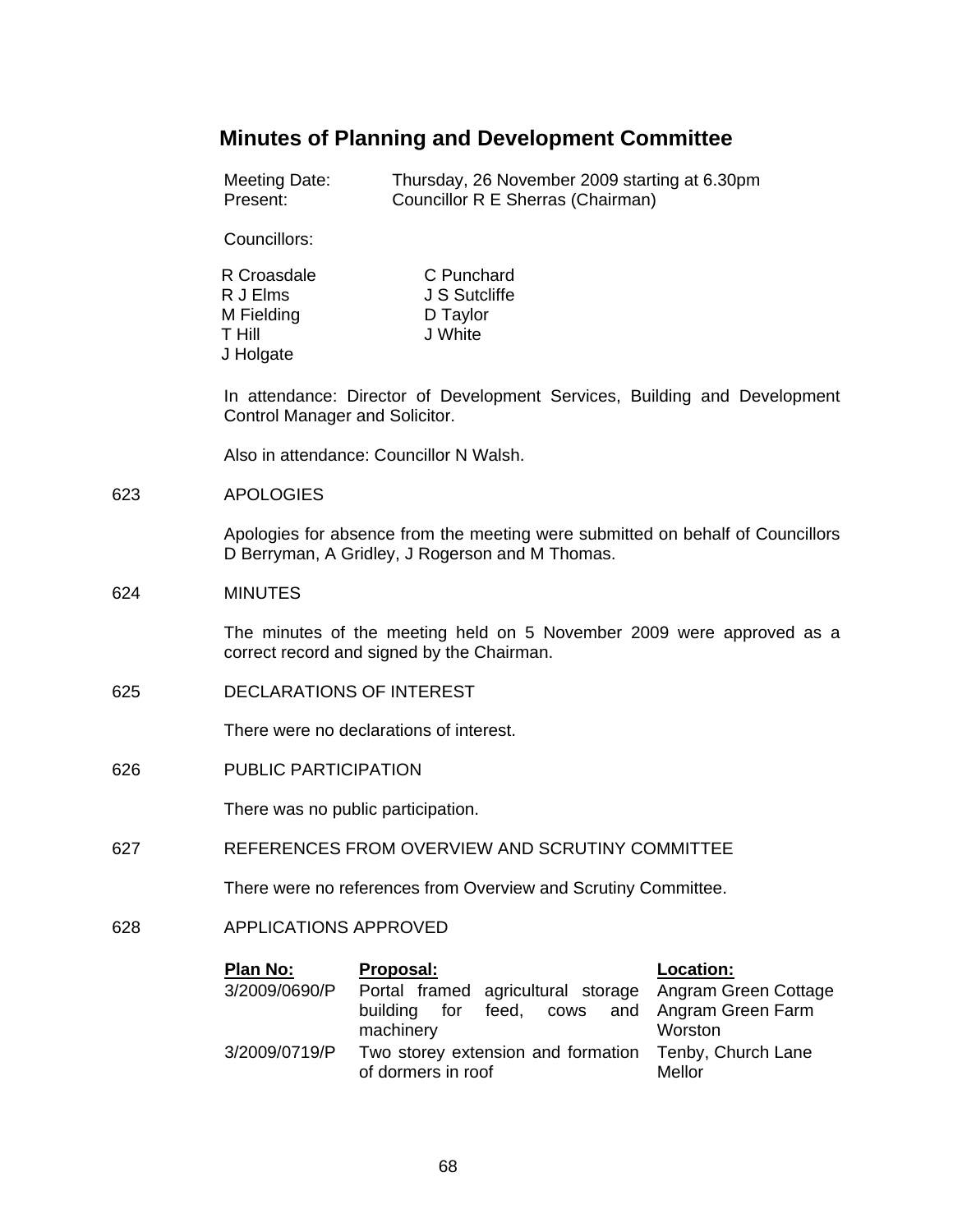# Minutes of Planning and Development Committee

Meeting Date: Thursday, 26 November 2009 starting at 6.30pm
Present: Councillor R E Sherras (Chairman)

Councillors:

| | |
|---|---|
| R Croasdale | C Punchard |
| R J Elms | J S Sutcliffe |
| M Fielding | D Taylor |
| T Hill | J White |
| J Holgate | |

In attendance: Director of Development Services, Building and Development Control Manager and Solicitor.

Also in attendance: Councillor N Walsh.

## 623 APOLOGIES

Apologies for absence from the meeting were submitted on behalf of Councillors D Berryman, A Gridley, J Rogerson and M Thomas.

## 624 MINUTES

The minutes of the meeting held on 5 November 2009 were approved as a correct record and signed by the Chairman.

## 625 DECLARATIONS OF INTEREST

There were no declarations of interest.

## 626 PUBLIC PARTICIPATION

There was no public participation.

## 627 REFERENCES FROM OVERVIEW AND SCRUTINY COMMITTEE

There were no references from Overview and Scrutiny Committee.

## 628 APPLICATIONS APPROVED

| **Plan No:** | **Proposal:** | **Location:** |
|---|---|---|
| 3/2009/0690/P | Portal framed agricultural storage building for feed, cows and machinery | Angram Green Cottage Angram Green Farm Worston |
| 3/2009/0719/P | Two storey extension and formation of dormers in roof | Tenby, Church Lane Mellor |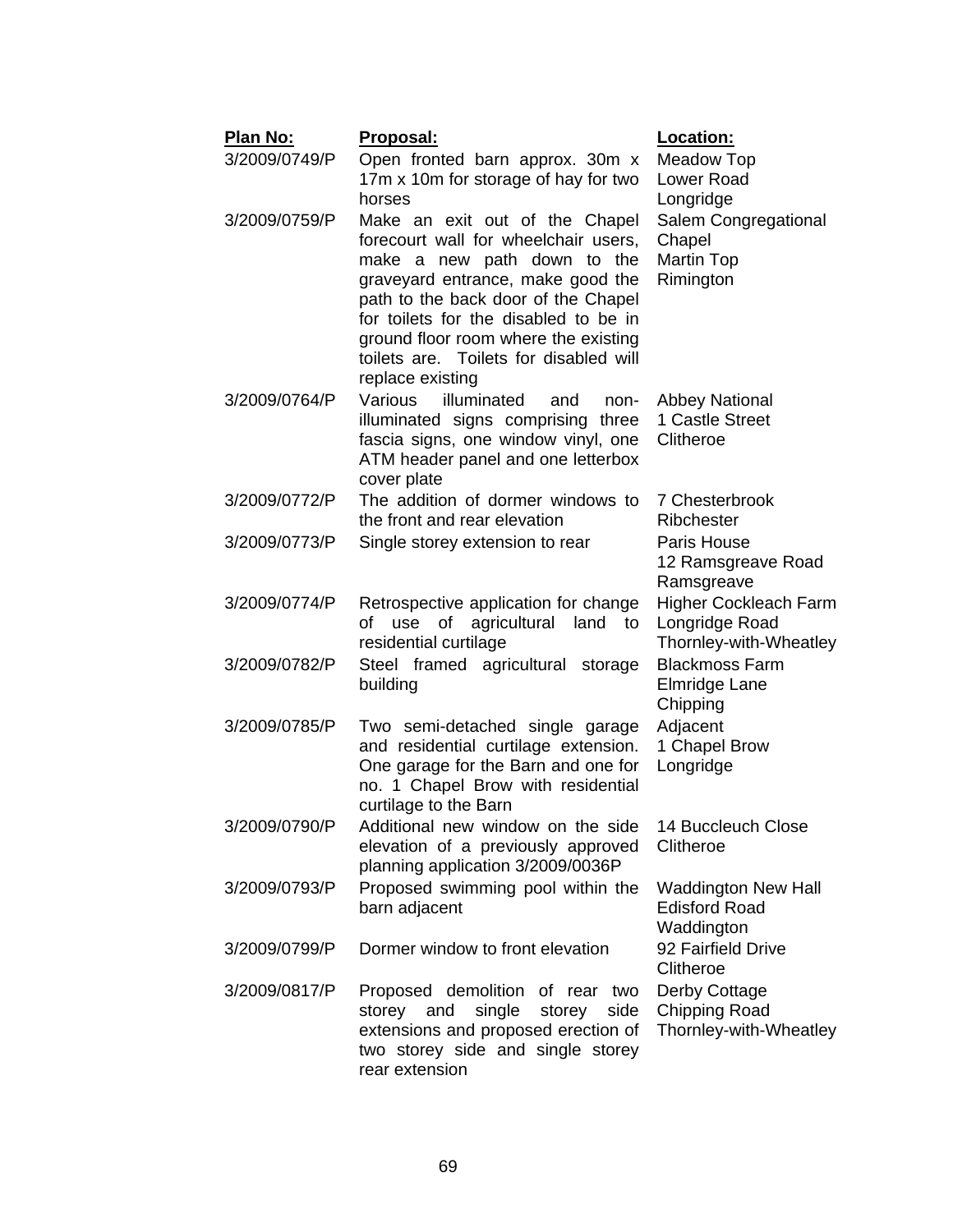| Plan No: | Proposal: | Location: |
|---|---|---|
| 3/2009/0749/P | Open fronted barn approx. 30m x 17m x 10m for storage of hay for two horses | Meadow Top Lower Road Longridge |
| 3/2009/0759/P | Make an exit out of the Chapel forecourt wall for wheelchair users, make a new path down to the graveyard entrance, make good the path to the back door of the Chapel for toilets for the disabled to be in ground floor room where the existing toilets are. Toilets for disabled will replace existing | Salem Congregational Chapel Martin Top Rimington |
| 3/2009/0764/P | Various illuminated and non-illuminated signs comprising three fascia signs, one window vinyl, one ATM header panel and one letterbox cover plate | Abbey National 1 Castle Street Clitheroe |
| 3/2009/0772/P | The addition of dormer windows to the front and rear elevation | 7 Chesterbrook Ribchester |
| 3/2009/0773/P | Single storey extension to rear | Paris House 12 Ramsgreave Road Ramsgreave |
| 3/2009/0774/P | Retrospective application for change of use of agricultural land to residential curtilage | Higher Cockleach Farm Longridge Road Thornley-with-Wheatley |
| 3/2009/0782/P | Steel framed agricultural storage building | Blackmoss Farm Elmridge Lane Chipping |
| 3/2009/0785/P | Two semi-detached single garage and residential curtilage extension. One garage for the Barn and one for no. 1 Chapel Brow with residential curtilage to the Barn | Adjacent 1 Chapel Brow Longridge |
| 3/2009/0790/P | Additional new window on the side elevation of a previously approved planning application 3/2009/0036P | 14 Buccleuch Close Clitheroe |
| 3/2009/0793/P | Proposed swimming pool within the barn adjacent | Waddington New Hall Edisford Road Waddington |
| 3/2009/0799/P | Dormer window to front elevation | 92 Fairfield Drive Clitheroe |
| 3/2009/0817/P | Proposed demolition of rear two storey and single storey side extensions and proposed erection of two storey side and single storey rear extension | Derby Cottage Chipping Road Thornley-with-Wheatley |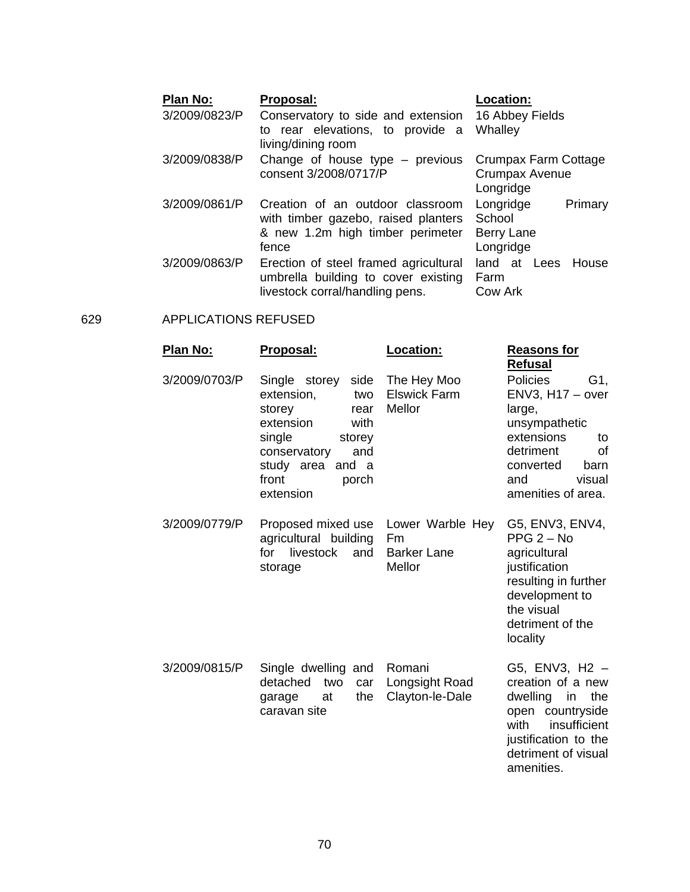| Plan No: | Proposal: | Location: |
|---|---|---|
| 3/2009/0823/P | Conservatory to side and extension to rear elevations, to provide a living/dining room | 16 Abbey Fields Whalley |
| 3/2009/0838/P | Change of house type – previous consent 3/2008/0717/P | Crumpax Farm Cottage Crumpax Avenue Longridge |
| 3/2009/0861/P | Creation of an outdoor classroom with timber gazebo, raised planters & new 1.2m high timber perimeter fence | Longridge Primary School Berry Lane Longridge |
| 3/2009/0863/P | Erection of steel framed agricultural umbrella building to cover existing livestock corral/handling pens. | land at Lees House Farm Cow Ark |

629 APPLICATIONS REFUSED

| Plan No: | Proposal: | Location: | Reasons for Refusal |
|---|---|---|---|
| 3/2009/0703/P | Single storey side extension, two storey rear extension with single storey conservatory and study area and a front porch extension | The Hey Moo Elswick Farm Mellor | Policies G1, ENV3, H17 – over large, unsympathetic extensions to detriment of converted barn and visual amenities of area. |
| 3/2009/0779/P | Proposed mixed use agricultural building for livestock and storage | Lower Warble Hey Fm Barker Lane Mellor | G5, ENV3, ENV4, PPG 2 – No agricultural justification resulting in further development to the visual detriment of the locality |
| 3/2009/0815/P | Single dwelling and detached two car garage at the caravan site | Romani Longsight Road Clayton-le-Dale | G5, ENV3, H2 – creation of a new dwelling in the open countryside with insufficient justification to the detriment of visual amenities. |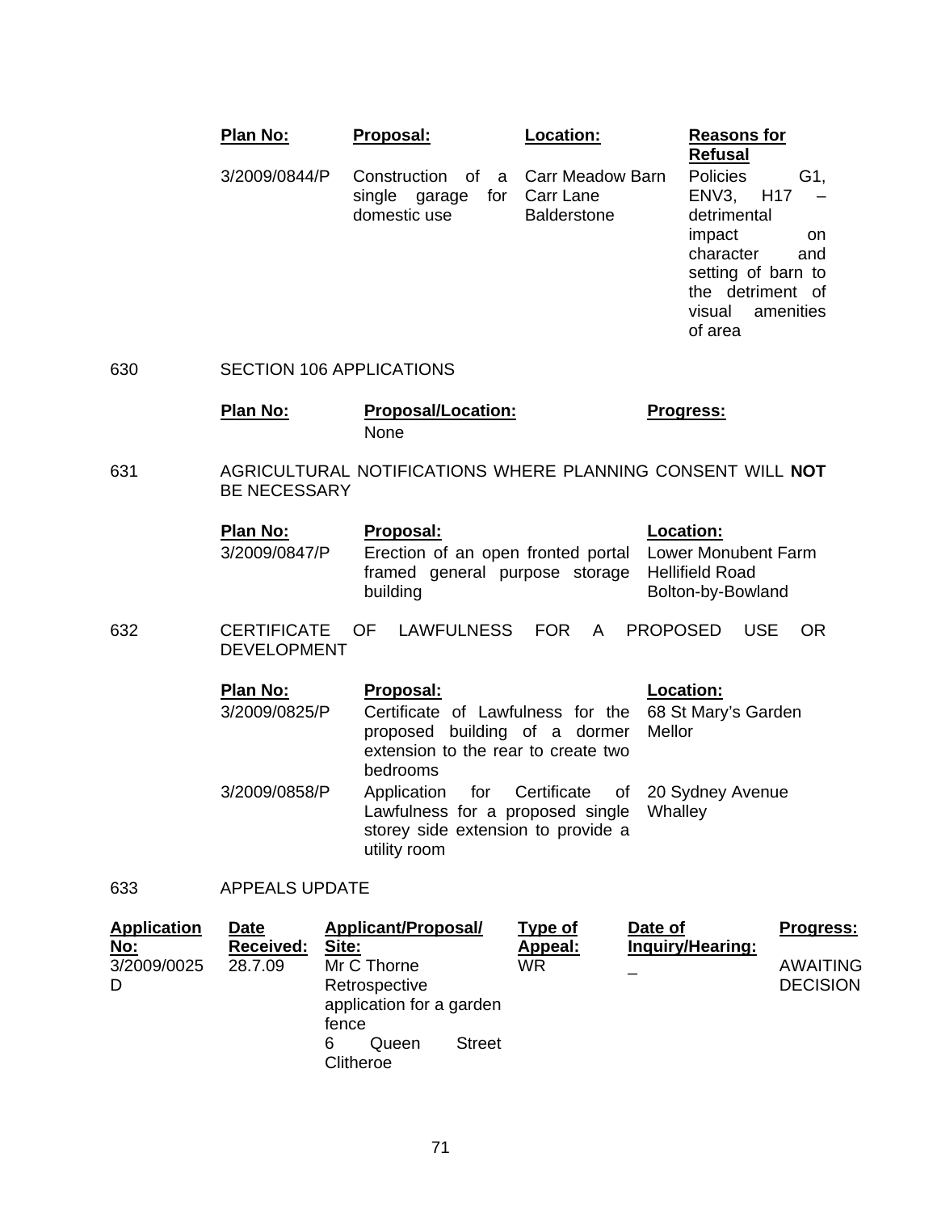| Plan No: | Proposal: | Location: | Reasons for Refusal |
|---|---|---|---|
| 3/2009/0844/P | Construction of a single garage for domestic use | Carr Meadow Barn Carr Lane Balderstone | Policies G1, ENV3, H17 – detrimental impact on character and setting of barn to the detriment of visual amenities of area |

630 SECTION 106 APPLICATIONS

| Plan No: | Proposal/Location: | Progress: |
|---|---|---|
| | None | |

631 AGRICULTURAL NOTIFICATIONS WHERE PLANNING CONSENT WILL **NOT** BE NECESSARY

| Plan No: | Proposal: | Location: |
|---|---|---|
| 3/2009/0847/P | Erection of an open fronted portal framed general purpose storage building | Lower Monubent Farm Hellifield Road Bolton-by-Bowland |

632 CERTIFICATE OF LAWFULNESS FOR A PROPOSED USE OR DEVELOPMENT

| Plan No: | Proposal: | Location: |
|---|---|---|
| 3/2009/0825/P | Certificate of Lawfulness for the proposed building of a dormer extension to the rear to create two bedrooms | 68 St Mary's Garden Mellor |
| 3/2009/0858/P | Application for Certificate of Lawfulness for a proposed single storey side extension to provide a utility room | 20 Sydney Avenue Whalley |

633 APPEALS UPDATE

| Application No: | Date Received: | Applicant/Proposal/ Site: | Type of Appeal: | Date of Inquiry/Hearing: | Progress: |
|---|---|---|---|---|---|
| 3/2009/0025 D | 28.7.09 | Mr C Thorne Retrospective application for a garden fence 6 Queen Street Clitheroe | WR | _ | AWAITING DECISION |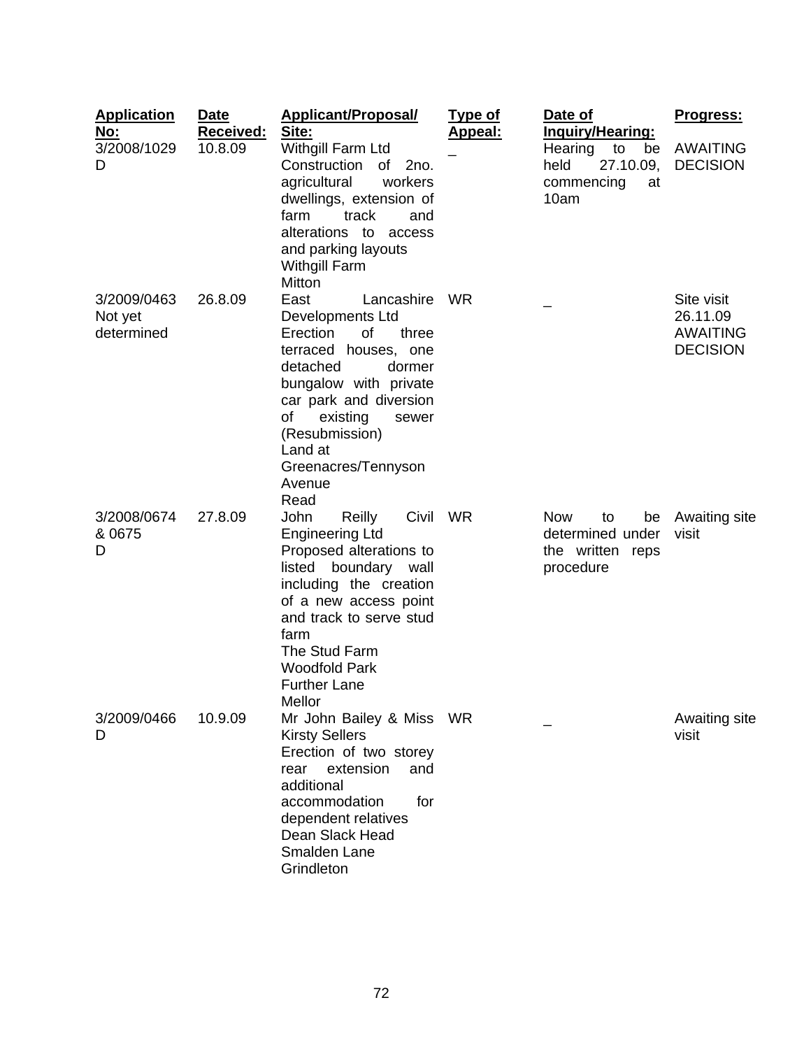| Application No: | Date Received: | Applicant/Proposal/ Site: | Type of Appeal: | Date of Inquiry/Hearing: | Progress: |
|---|---|---|---|---|---|
| 3/2008/1029 D | 10.8.09 | Withgill Farm Ltd Construction of 2no. agricultural workers dwellings, extension of farm track and alterations to access and parking layouts Withgill Farm Mitton | _ | Hearing to be held 27.10.09, commencing at 10am | AWAITING DECISION |
| 3/2009/0463 Not yet determined | 26.8.09 | East Lancashire Developments Ltd Erection of three terraced houses, one detached dormer bungalow with private car park and diversion of existing sewer (Resubmission) Land at Greenacres/Tennyson Avenue Read | WR | _ | Site visit 26.11.09 AWAITING DECISION |
| 3/2008/0674 & 0675 D | 27.8.09 | John Reilly Civil Engineering Ltd Proposed alterations to listed boundary wall including the creation of a new access point and track to serve stud farm The Stud Farm Woodfold Park Further Lane Mellor | WR | Now to be determined under the written reps procedure | Awaiting site visit |
| 3/2009/0466 D | 10.9.09 | Mr John Bailey & Miss Kirsty Sellers Erection of two storey rear extension and additional accommodation for dependent relatives Dean Slack Head Smalden Lane Grindleton | WR | _ | Awaiting site visit |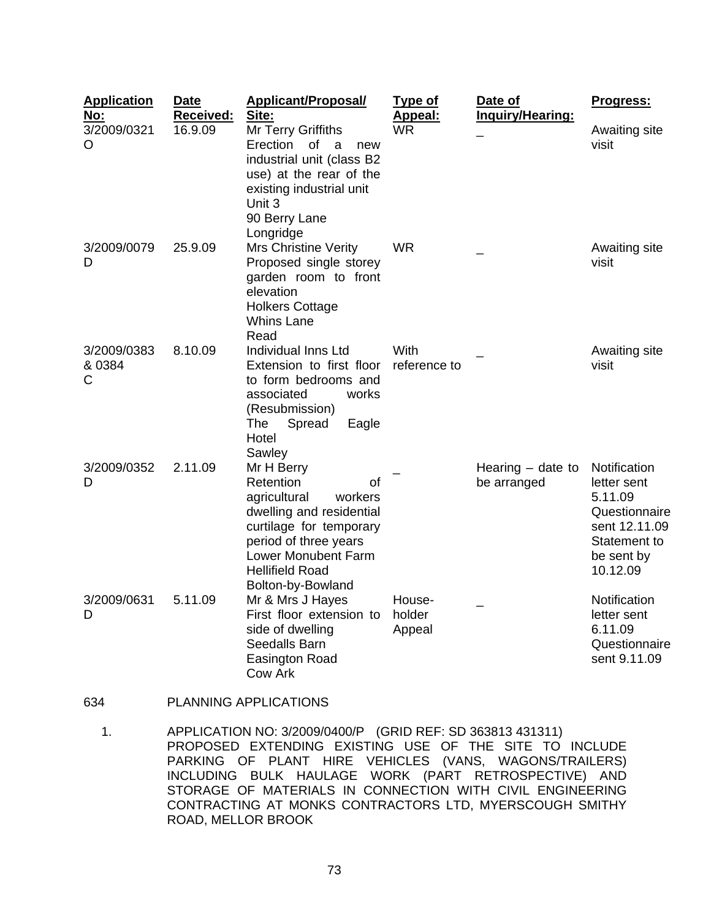| Application No: | Date Received: | Applicant/Proposal/ Site: | Type of Appeal: | Date of Inquiry/Hearing: | Progress: |
|---|---|---|---|---|---|
| 3/2009/0321 O | 16.9.09 | Mr Terry Griffiths<br>Erection of a new industrial unit (class B2 use) at the rear of the existing industrial unit<br>Unit 3<br>90 Berry Lane<br>Longridge | WR | _ | Awaiting site visit |
| 3/2009/0079 D | 25.9.09 | Mrs Christine Verity<br>Proposed single storey garden room to front elevation<br>Holkers Cottage<br>Whins Lane<br>Read | WR | _ | Awaiting site visit |
| 3/2009/0383 & 0384 C | 8.10.09 | Individual Inns Ltd<br>Extension to first floor to form bedrooms and associated works (Resubmission)<br>The Spread Eagle Hotel<br>Sawley | With reference to | _ | Awaiting site visit |
| 3/2009/0352 D | 2.11.09 | Mr H Berry<br>Retention of agricultural workers dwelling and residential curtilage for temporary period of three years<br>Lower Monubent Farm<br>Hellifield Road<br>Bolton-by-Bowland | _ | Hearing – date to be arranged | Notification letter sent 5.11.09<br>Questionnaire sent 12.11.09<br>Statement to be sent by 10.12.09 |
| 3/2009/0631 D | 5.11.09 | Mr & Mrs J Hayes<br>First floor extension to side of dwelling<br>Seedalls Barn<br>Easington Road<br>Cow Ark | House-holder Appeal | _ | Notification letter sent 6.11.09<br>Questionnaire sent 9.11.09 |

634 PLANNING APPLICATIONS

1. APPLICATION NO: 3/2009/0400/P (GRID REF: SD 363813 431311)
PROPOSED EXTENDING EXISTING USE OF THE SITE TO INCLUDE PARKING OF PLANT HIRE VEHICLES (VANS, WAGONS/TRAILERS) INCLUDING BULK HAULAGE WORK (PART RETROSPECTIVE) AND STORAGE OF MATERIALS IN CONNECTION WITH CIVIL ENGINEERING CONTRACTING AT MONKS CONTRACTORS LTD, MYERSCOUGH SMITHY ROAD, MELLOR BROOK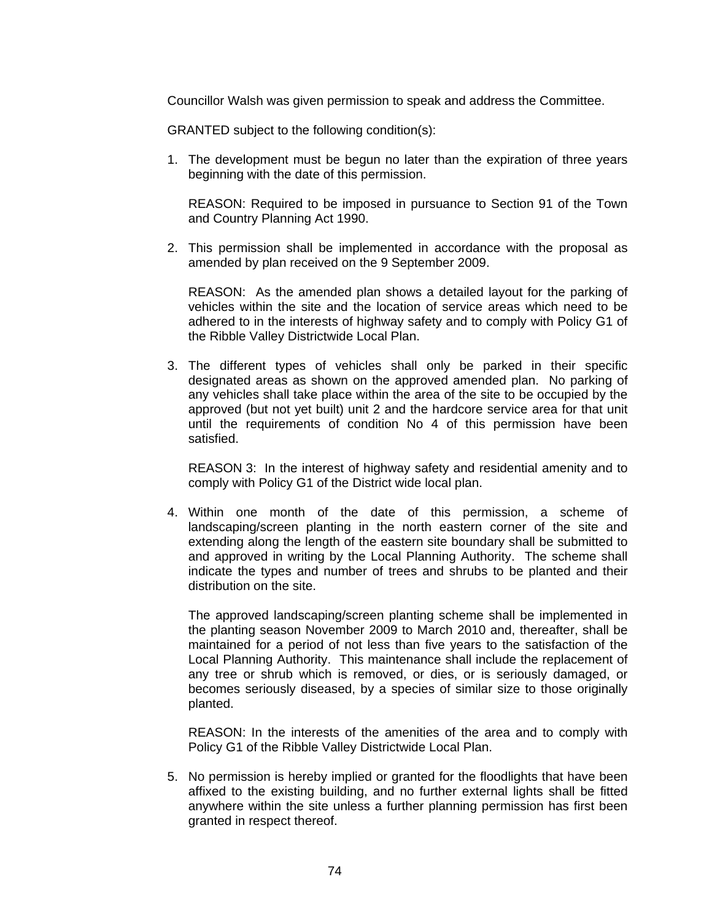Councillor Walsh was given permission to speak and address the Committee.

GRANTED subject to the following condition(s):

1. The development must be begun no later than the expiration of three years beginning with the date of this permission.

   REASON: Required to be imposed in pursuance to Section 91 of the Town and Country Planning Act 1990.

2. This permission shall be implemented in accordance with the proposal as amended by plan received on the 9 September 2009.

   REASON: As the amended plan shows a detailed layout for the parking of vehicles within the site and the location of service areas which need to be adhered to in the interests of highway safety and to comply with Policy G1 of the Ribble Valley Districtwide Local Plan.

3. The different types of vehicles shall only be parked in their specific designated areas as shown on the approved amended plan. No parking of any vehicles shall take place within the area of the site to be occupied by the approved (but not yet built) unit 2 and the hardcore service area for that unit until the requirements of condition No 4 of this permission have been satisfied.

   REASON 3: In the interest of highway safety and residential amenity and to comply with Policy G1 of the District wide local plan.

4. Within one month of the date of this permission, a scheme of landscaping/screen planting in the north eastern corner of the site and extending along the length of the eastern site boundary shall be submitted to and approved in writing by the Local Planning Authority. The scheme shall indicate the types and number of trees and shrubs to be planted and their distribution on the site.

   The approved landscaping/screen planting scheme shall be implemented in the planting season November 2009 to March 2010 and, thereafter, shall be maintained for a period of not less than five years to the satisfaction of the Local Planning Authority. This maintenance shall include the replacement of any tree or shrub which is removed, or dies, or is seriously damaged, or becomes seriously diseased, by a species of similar size to those originally planted.

   REASON: In the interests of the amenities of the area and to comply with Policy G1 of the Ribble Valley Districtwide Local Plan.

5. No permission is hereby implied or granted for the floodlights that have been affixed to the existing building, and no further external lights shall be fitted anywhere within the site unless a further planning permission has first been granted in respect thereof.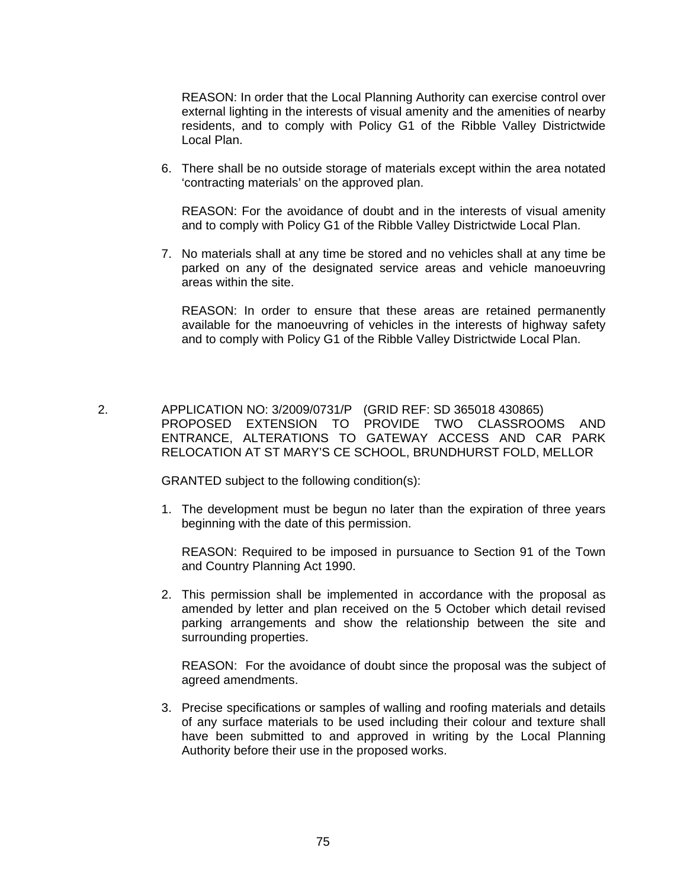REASON: In order that the Local Planning Authority can exercise control over external lighting in the interests of visual amenity and the amenities of nearby residents, and to comply with Policy G1 of the Ribble Valley Districtwide Local Plan.

6. There shall be no outside storage of materials except within the area notated 'contracting materials' on the approved plan.

   REASON: For the avoidance of doubt and in the interests of visual amenity and to comply with Policy G1 of the Ribble Valley Districtwide Local Plan.

7. No materials shall at any time be stored and no vehicles shall at any time be parked on any of the designated service areas and vehicle manoeuvring areas within the site.

   REASON: In order to ensure that these areas are retained permanently available for the manoeuvring of vehicles in the interests of highway safety and to comply with Policy G1 of the Ribble Valley Districtwide Local Plan.

2. APPLICATION NO: 3/2009/0731/P (GRID REF: SD 365018 430865)
PROPOSED EXTENSION TO PROVIDE TWO CLASSROOMS AND ENTRANCE, ALTERATIONS TO GATEWAY ACCESS AND CAR PARK RELOCATION AT ST MARY'S CE SCHOOL, BRUNDHURST FOLD, MELLOR

GRANTED subject to the following condition(s):

1. The development must be begun no later than the expiration of three years beginning with the date of this permission.

   REASON: Required to be imposed in pursuance to Section 91 of the Town and Country Planning Act 1990.

2. This permission shall be implemented in accordance with the proposal as amended by letter and plan received on the 5 October which detail revised parking arrangements and show the relationship between the site and surrounding properties.

   REASON: For the avoidance of doubt since the proposal was the subject of agreed amendments.

3. Precise specifications or samples of walling and roofing materials and details of any surface materials to be used including their colour and texture shall have been submitted to and approved in writing by the Local Planning Authority before their use in the proposed works.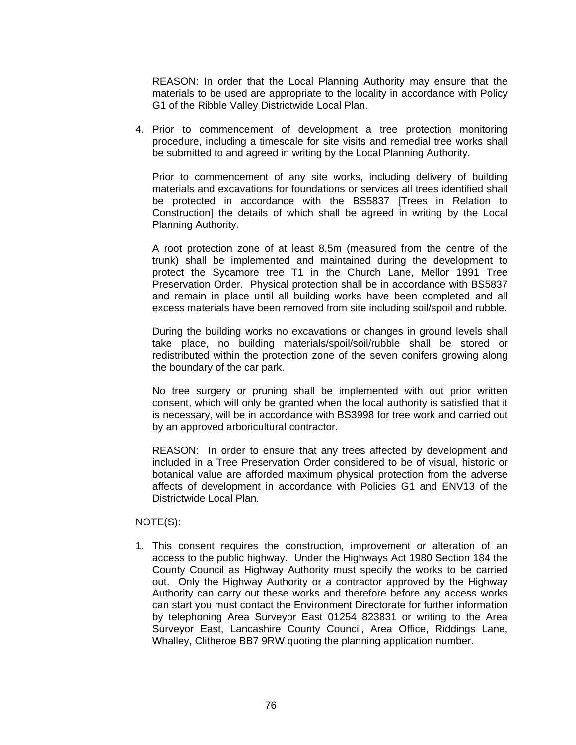REASON: In order that the Local Planning Authority may ensure that the materials to be used are appropriate to the locality in accordance with Policy G1 of the Ribble Valley Districtwide Local Plan.

4. Prior to commencement of development a tree protection monitoring procedure, including a timescale for site visits and remedial tree works shall be submitted to and agreed in writing by the Local Planning Authority.

   Prior to commencement of any site works, including delivery of building materials and excavations for foundations or services all trees identified shall be protected in accordance with the BS5837 [Trees in Relation to Construction] the details of which shall be agreed in writing by the Local Planning Authority.

   A root protection zone of at least 8.5m (measured from the centre of the trunk) shall be implemented and maintained during the development to protect the Sycamore tree T1 in the Church Lane, Mellor 1991 Tree Preservation Order. Physical protection shall be in accordance with BS5837 and remain in place until all building works have been completed and all excess materials have been removed from site including soil/spoil and rubble.

   During the building works no excavations or changes in ground levels shall take place, no building materials/spoil/soil/rubble shall be stored or redistributed within the protection zone of the seven conifers growing along the boundary of the car park.

   No tree surgery or pruning shall be implemented with out prior written consent, which will only be granted when the local authority is satisfied that it is necessary, will be in accordance with BS3998 for tree work and carried out by an approved arboricultural contractor.

   REASON: In order to ensure that any trees affected by development and included in a Tree Preservation Order considered to be of visual, historic or botanical value are afforded maximum physical protection from the adverse affects of development in accordance with Policies G1 and ENV13 of the Districtwide Local Plan.

NOTE(S):

1. This consent requires the construction, improvement or alteration of an access to the public highway. Under the Highways Act 1980 Section 184 the County Council as Highway Authority must specify the works to be carried out. Only the Highway Authority or a contractor approved by the Highway Authority can carry out these works and therefore before any access works can start you must contact the Environment Directorate for further information by telephoning Area Surveyor East 01254 823831 or writing to the Area Surveyor East, Lancashire County Council, Area Office, Riddings Lane, Whalley, Clitheroe BB7 9RW quoting the planning application number.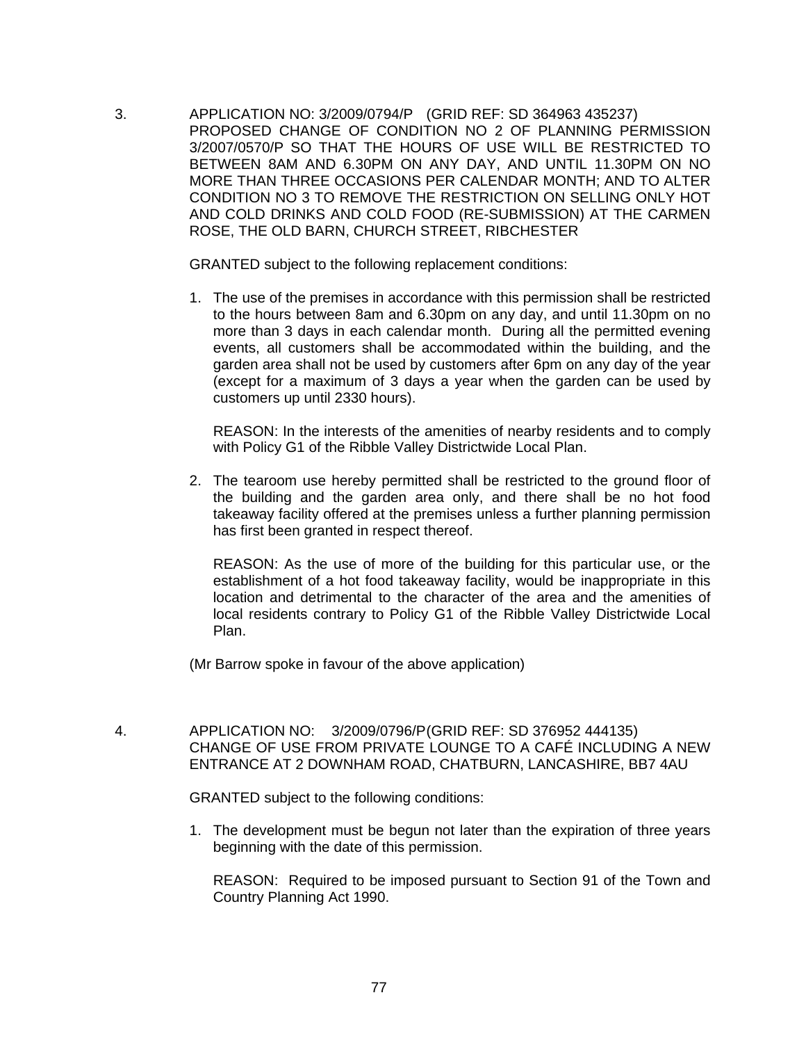3. APPLICATION NO: 3/2009/0794/P (GRID REF: SD 364963 435237)
PROPOSED CHANGE OF CONDITION NO 2 OF PLANNING PERMISSION 3/2007/0570/P SO THAT THE HOURS OF USE WILL BE RESTRICTED TO BETWEEN 8AM AND 6.30PM ON ANY DAY, AND UNTIL 11.30PM ON NO MORE THAN THREE OCCASIONS PER CALENDAR MONTH; AND TO ALTER CONDITION NO 3 TO REMOVE THE RESTRICTION ON SELLING ONLY HOT AND COLD DRINKS AND COLD FOOD (RE-SUBMISSION) AT THE CARMEN ROSE, THE OLD BARN, CHURCH STREET, RIBCHESTER

GRANTED subject to the following replacement conditions:

1. The use of the premises in accordance with this permission shall be restricted to the hours between 8am and 6.30pm on any day, and until 11.30pm on no more than 3 days in each calendar month. During all the permitted evening events, all customers shall be accommodated within the building, and the garden area shall not be used by customers after 6pm on any day of the year (except for a maximum of 3 days a year when the garden can be used by customers up until 2330 hours).

   REASON: In the interests of the amenities of nearby residents and to comply with Policy G1 of the Ribble Valley Districtwide Local Plan.

2. The tearoom use hereby permitted shall be restricted to the ground floor of the building and the garden area only, and there shall be no hot food takeaway facility offered at the premises unless a further planning permission has first been granted in respect thereof.

   REASON: As the use of more of the building for this particular use, or the establishment of a hot food takeaway facility, would be inappropriate in this location and detrimental to the character of the area and the amenities of local residents contrary to Policy G1 of the Ribble Valley Districtwide Local Plan.

(Mr Barrow spoke in favour of the above application)

4. APPLICATION NO: 3/2009/0796/P(GRID REF: SD 376952 444135)
CHANGE OF USE FROM PRIVATE LOUNGE TO A CAFÉ INCLUDING A NEW ENTRANCE AT 2 DOWNHAM ROAD, CHATBURN, LANCASHIRE, BB7 4AU

GRANTED subject to the following conditions:

1. The development must be begun not later than the expiration of three years beginning with the date of this permission.

   REASON: Required to be imposed pursuant to Section 91 of the Town and Country Planning Act 1990.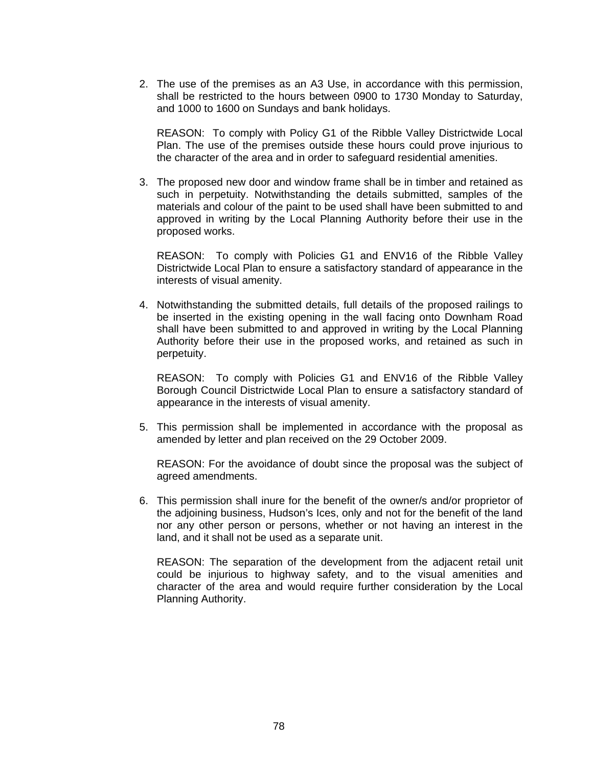2. The use of the premises as an A3 Use, in accordance with this permission, shall be restricted to the hours between 0900 to 1730 Monday to Saturday, and 1000 to 1600 on Sundays and bank holidays.

   REASON: To comply with Policy G1 of the Ribble Valley Districtwide Local Plan. The use of the premises outside these hours could prove injurious to the character of the area and in order to safeguard residential amenities.

3. The proposed new door and window frame shall be in timber and retained as such in perpetuity. Notwithstanding the details submitted, samples of the materials and colour of the paint to be used shall have been submitted to and approved in writing by the Local Planning Authority before their use in the proposed works.

   REASON: To comply with Policies G1 and ENV16 of the Ribble Valley Districtwide Local Plan to ensure a satisfactory standard of appearance in the interests of visual amenity.

4. Notwithstanding the submitted details, full details of the proposed railings to be inserted in the existing opening in the wall facing onto Downham Road shall have been submitted to and approved in writing by the Local Planning Authority before their use in the proposed works, and retained as such in perpetuity.

   REASON: To comply with Policies G1 and ENV16 of the Ribble Valley Borough Council Districtwide Local Plan to ensure a satisfactory standard of appearance in the interests of visual amenity.

5. This permission shall be implemented in accordance with the proposal as amended by letter and plan received on the 29 October 2009.

   REASON: For the avoidance of doubt since the proposal was the subject of agreed amendments.

6. This permission shall inure for the benefit of the owner/s and/or proprietor of the adjoining business, Hudson's Ices, only and not for the benefit of the land nor any other person or persons, whether or not having an interest in the land, and it shall not be used as a separate unit.

   REASON: The separation of the development from the adjacent retail unit could be injurious to highway safety, and to the visual amenities and character of the area and would require further consideration by the Local Planning Authority.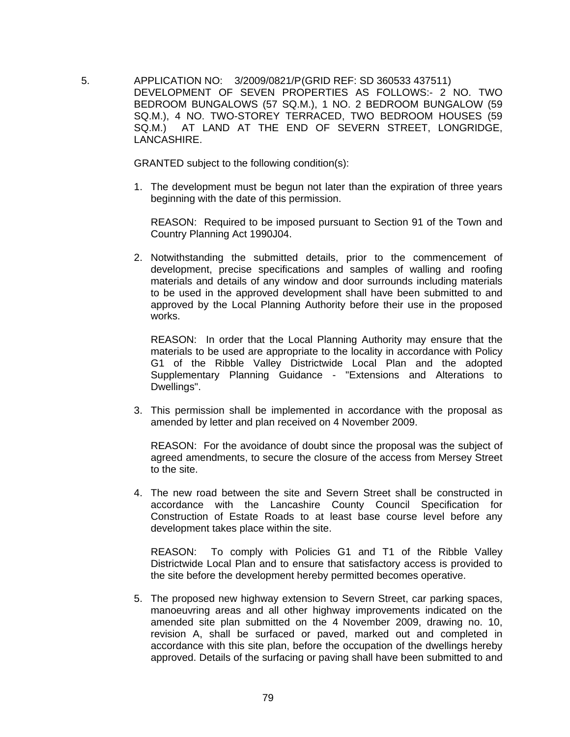5. APPLICATION NO: 3/2009/0821/P(GRID REF: SD 360533 437511) DEVELOPMENT OF SEVEN PROPERTIES AS FOLLOWS:- 2 NO. TWO BEDROOM BUNGALOWS (57 SQ.M.), 1 NO. 2 BEDROOM BUNGALOW (59 SQ.M.), 4 NO. TWO-STOREY TERRACED, TWO BEDROOM HOUSES (59 SQ.M.) AT LAND AT THE END OF SEVERN STREET, LONGRIDGE, LANCASHIRE.

GRANTED subject to the following condition(s):

1. The development must be begun not later than the expiration of three years beginning with the date of this permission.

   REASON: Required to be imposed pursuant to Section 91 of the Town and Country Planning Act 1990J04.

2. Notwithstanding the submitted details, prior to the commencement of development, precise specifications and samples of walling and roofing materials and details of any window and door surrounds including materials to be used in the approved development shall have been submitted to and approved by the Local Planning Authority before their use in the proposed works.

   REASON: In order that the Local Planning Authority may ensure that the materials to be used are appropriate to the locality in accordance with Policy G1 of the Ribble Valley Districtwide Local Plan and the adopted Supplementary Planning Guidance - "Extensions and Alterations to Dwellings".

3. This permission shall be implemented in accordance with the proposal as amended by letter and plan received on 4 November 2009.

   REASON: For the avoidance of doubt since the proposal was the subject of agreed amendments, to secure the closure of the access from Mersey Street to the site.

4. The new road between the site and Severn Street shall be constructed in accordance with the Lancashire County Council Specification for Construction of Estate Roads to at least base course level before any development takes place within the site.

   REASON: To comply with Policies G1 and T1 of the Ribble Valley Districtwide Local Plan and to ensure that satisfactory access is provided to the site before the development hereby permitted becomes operative.

5. The proposed new highway extension to Severn Street, car parking spaces, manoeuvring areas and all other highway improvements indicated on the amended site plan submitted on the 4 November 2009, drawing no. 10, revision A, shall be surfaced or paved, marked out and completed in accordance with this site plan, before the occupation of the dwellings hereby approved. Details of the surfacing or paving shall have been submitted to and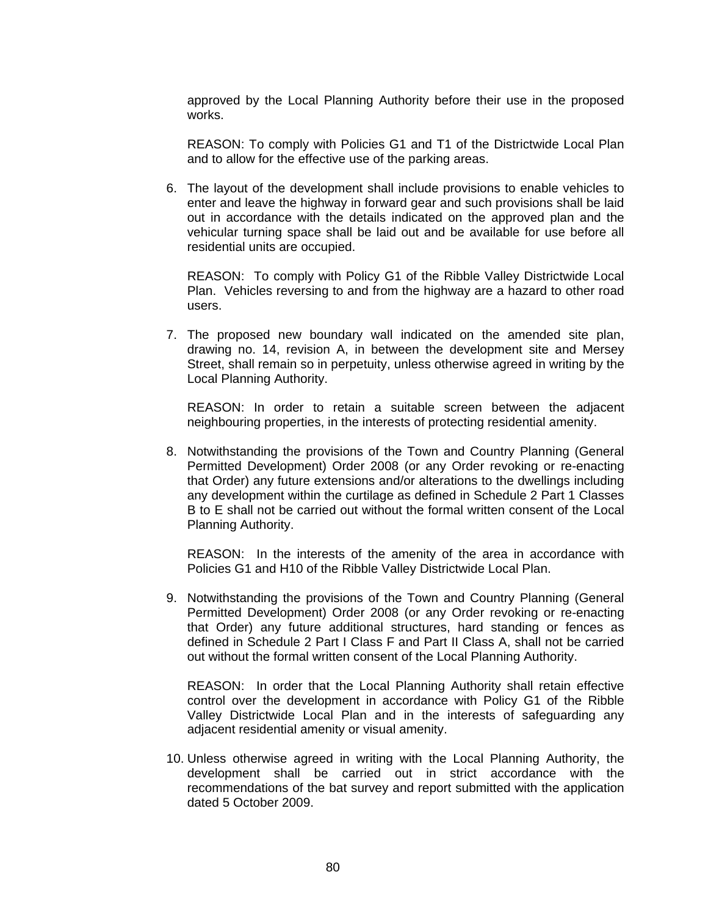approved by the Local Planning Authority before their use in the proposed works.

REASON: To comply with Policies G1 and T1 of the Districtwide Local Plan and to allow for the effective use of the parking areas.

6. The layout of the development shall include provisions to enable vehicles to enter and leave the highway in forward gear and such provisions shall be laid out in accordance with the details indicated on the approved plan and the vehicular turning space shall be laid out and be available for use before all residential units are occupied.

   REASON: To comply with Policy G1 of the Ribble Valley Districtwide Local Plan. Vehicles reversing to and from the highway are a hazard to other road users.

7. The proposed new boundary wall indicated on the amended site plan, drawing no. 14, revision A, in between the development site and Mersey Street, shall remain so in perpetuity, unless otherwise agreed in writing by the Local Planning Authority.

   REASON: In order to retain a suitable screen between the adjacent neighbouring properties, in the interests of protecting residential amenity.

8. Notwithstanding the provisions of the Town and Country Planning (General Permitted Development) Order 2008 (or any Order revoking or re-enacting that Order) any future extensions and/or alterations to the dwellings including any development within the curtilage as defined in Schedule 2 Part 1 Classes B to E shall not be carried out without the formal written consent of the Local Planning Authority.

   REASON: In the interests of the amenity of the area in accordance with Policies G1 and H10 of the Ribble Valley Districtwide Local Plan.

9. Notwithstanding the provisions of the Town and Country Planning (General Permitted Development) Order 2008 (or any Order revoking or re-enacting that Order) any future additional structures, hard standing or fences as defined in Schedule 2 Part I Class F and Part II Class A, shall not be carried out without the formal written consent of the Local Planning Authority.

   REASON: In order that the Local Planning Authority shall retain effective control over the development in accordance with Policy G1 of the Ribble Valley Districtwide Local Plan and in the interests of safeguarding any adjacent residential amenity or visual amenity.

10. Unless otherwise agreed in writing with the Local Planning Authority, the development shall be carried out in strict accordance with the recommendations of the bat survey and report submitted with the application dated 5 October 2009.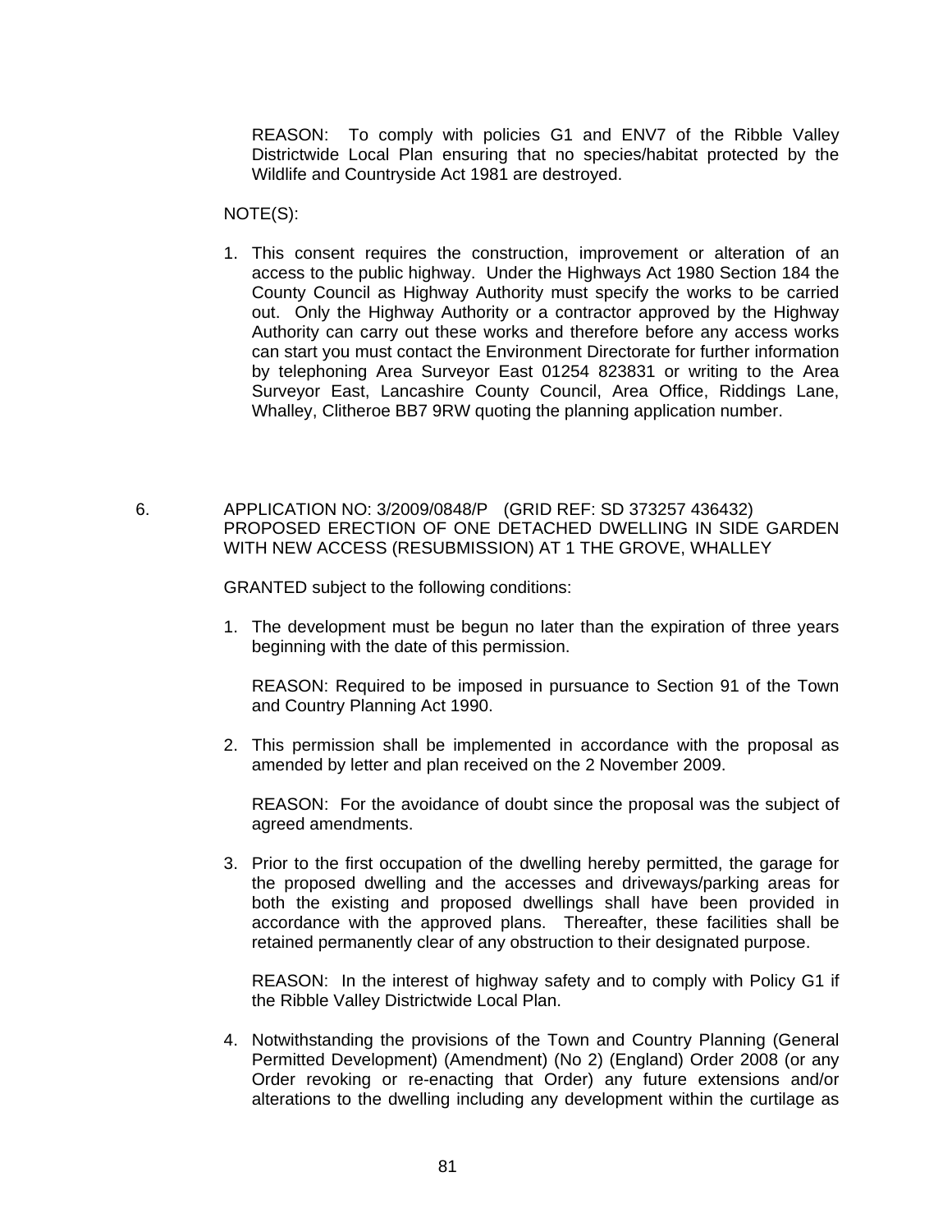REASON: To comply with policies G1 and ENV7 of the Ribble Valley Districtwide Local Plan ensuring that no species/habitat protected by the Wildlife and Countryside Act 1981 are destroyed.

NOTE(S):

1. This consent requires the construction, improvement or alteration of an access to the public highway. Under the Highways Act 1980 Section 184 the County Council as Highway Authority must specify the works to be carried out. Only the Highway Authority or a contractor approved by the Highway Authority can carry out these works and therefore before any access works can start you must contact the Environment Directorate for further information by telephoning Area Surveyor East 01254 823831 or writing to the Area Surveyor East, Lancashire County Council, Area Office, Riddings Lane, Whalley, Clitheroe BB7 9RW quoting the planning application number.

6. APPLICATION NO: 3/2009/0848/P (GRID REF: SD 373257 436432)
PROPOSED ERECTION OF ONE DETACHED DWELLING IN SIDE GARDEN WITH NEW ACCESS (RESUBMISSION) AT 1 THE GROVE, WHALLEY

GRANTED subject to the following conditions:

1. The development must be begun no later than the expiration of three years beginning with the date of this permission.

   REASON: Required to be imposed in pursuance to Section 91 of the Town and Country Planning Act 1990.

2. This permission shall be implemented in accordance with the proposal as amended by letter and plan received on the 2 November 2009.

   REASON: For the avoidance of doubt since the proposal was the subject of agreed amendments.

3. Prior to the first occupation of the dwelling hereby permitted, the garage for the proposed dwelling and the accesses and driveways/parking areas for both the existing and proposed dwellings shall have been provided in accordance with the approved plans. Thereafter, these facilities shall be retained permanently clear of any obstruction to their designated purpose.

   REASON: In the interest of highway safety and to comply with Policy G1 if the Ribble Valley Districtwide Local Plan.

4. Notwithstanding the provisions of the Town and Country Planning (General Permitted Development) (Amendment) (No 2) (England) Order 2008 (or any Order revoking or re-enacting that Order) any future extensions and/or alterations to the dwelling including any development within the curtilage as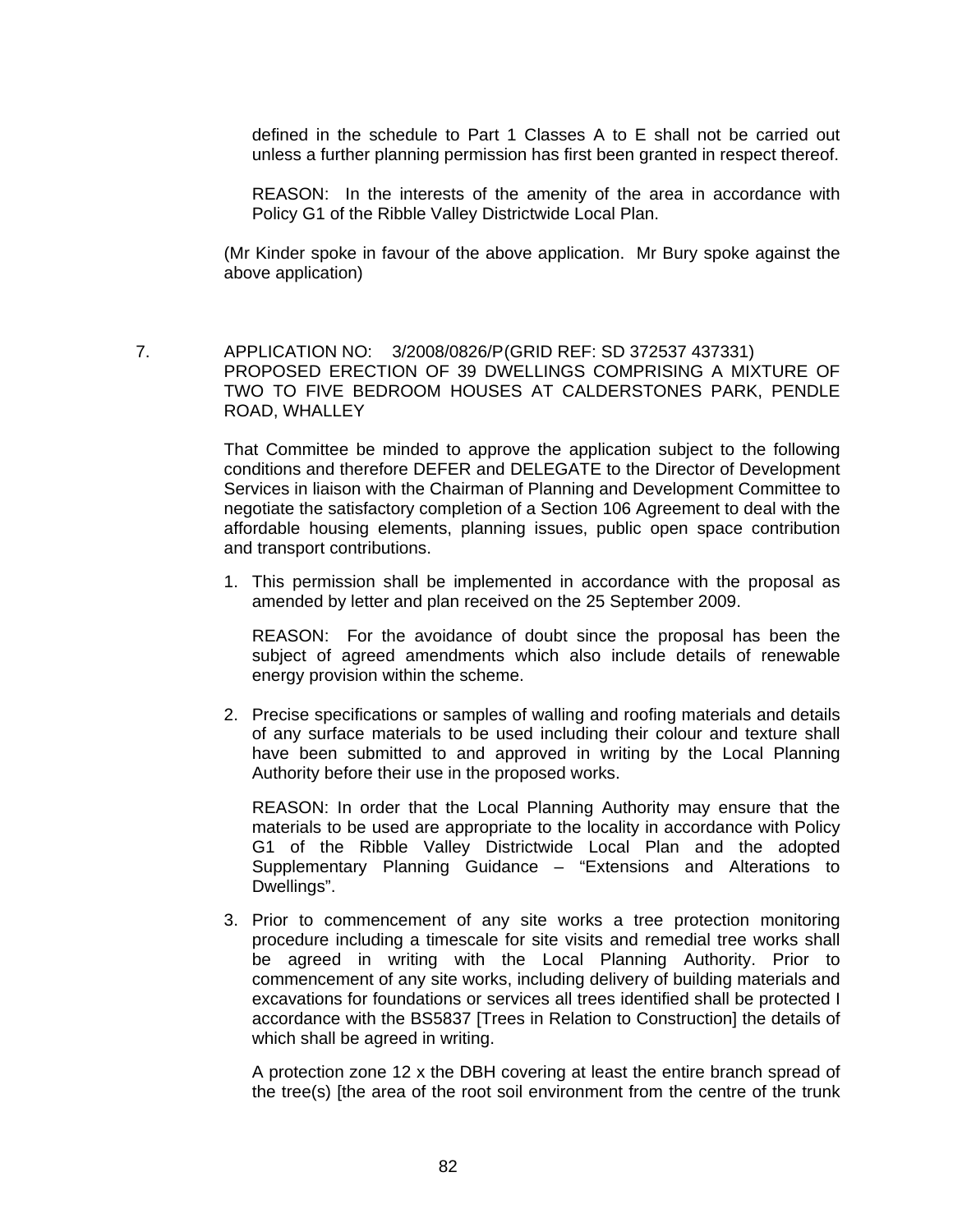defined in the schedule to Part 1 Classes A to E shall not be carried out unless a further planning permission has first been granted in respect thereof.

REASON: In the interests of the amenity of the area in accordance with Policy G1 of the Ribble Valley Districtwide Local Plan.

(Mr Kinder spoke in favour of the above application. Mr Bury spoke against the above application)

7. APPLICATION NO: 3/2008/0826/P(GRID REF: SD 372537 437331) PROPOSED ERECTION OF 39 DWELLINGS COMPRISING A MIXTURE OF TWO TO FIVE BEDROOM HOUSES AT CALDERSTONES PARK, PENDLE ROAD, WHALLEY

That Committee be minded to approve the application subject to the following conditions and therefore DEFER and DELEGATE to the Director of Development Services in liaison with the Chairman of Planning and Development Committee to negotiate the satisfactory completion of a Section 106 Agreement to deal with the affordable housing elements, planning issues, public open space contribution and transport contributions.

1. This permission shall be implemented in accordance with the proposal as amended by letter and plan received on the 25 September 2009.

   REASON: For the avoidance of doubt since the proposal has been the subject of agreed amendments which also include details of renewable energy provision within the scheme.

2. Precise specifications or samples of walling and roofing materials and details of any surface materials to be used including their colour and texture shall have been submitted to and approved in writing by the Local Planning Authority before their use in the proposed works.

   REASON: In order that the Local Planning Authority may ensure that the materials to be used are appropriate to the locality in accordance with Policy G1 of the Ribble Valley Districtwide Local Plan and the adopted Supplementary Planning Guidance – "Extensions and Alterations to Dwellings".

3. Prior to commencement of any site works a tree protection monitoring procedure including a timescale for site visits and remedial tree works shall be agreed in writing with the Local Planning Authority. Prior to commencement of any site works, including delivery of building materials and excavations for foundations or services all trees identified shall be protected I accordance with the BS5837 [Trees in Relation to Construction] the details of which shall be agreed in writing.

   A protection zone 12 x the DBH covering at least the entire branch spread of the tree(s) [the area of the root soil environment from the centre of the trunk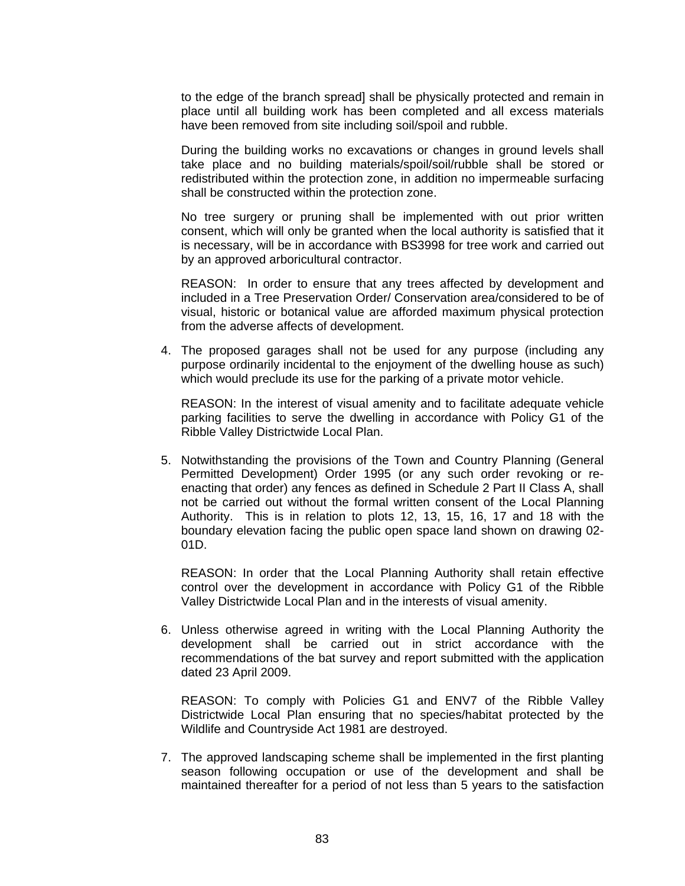to the edge of the branch spread] shall be physically protected and remain in place until all building work has been completed and all excess materials have been removed from site including soil/spoil and rubble.

During the building works no excavations or changes in ground levels shall take place and no building materials/spoil/soil/rubble shall be stored or redistributed within the protection zone, in addition no impermeable surfacing shall be constructed within the protection zone.

No tree surgery or pruning shall be implemented with out prior written consent, which will only be granted when the local authority is satisfied that it is necessary, will be in accordance with BS3998 for tree work and carried out by an approved arboricultural contractor.

REASON: In order to ensure that any trees affected by development and included in a Tree Preservation Order/ Conservation area/considered to be of visual, historic or botanical value are afforded maximum physical protection from the adverse affects of development.

4. The proposed garages shall not be used for any purpose (including any purpose ordinarily incidental to the enjoyment of the dwelling house as such) which would preclude its use for the parking of a private motor vehicle.

   REASON: In the interest of visual amenity and to facilitate adequate vehicle parking facilities to serve the dwelling in accordance with Policy G1 of the Ribble Valley Districtwide Local Plan.

5. Notwithstanding the provisions of the Town and Country Planning (General Permitted Development) Order 1995 (or any such order revoking or re-enacting that order) any fences as defined in Schedule 2 Part II Class A, shall not be carried out without the formal written consent of the Local Planning Authority. This is in relation to plots 12, 13, 15, 16, 17 and 18 with the boundary elevation facing the public open space land shown on drawing 02-01D.

   REASON: In order that the Local Planning Authority shall retain effective control over the development in accordance with Policy G1 of the Ribble Valley Districtwide Local Plan and in the interests of visual amenity.

6. Unless otherwise agreed in writing with the Local Planning Authority the development shall be carried out in strict accordance with the recommendations of the bat survey and report submitted with the application dated 23 April 2009.

   REASON: To comply with Policies G1 and ENV7 of the Ribble Valley Districtwide Local Plan ensuring that no species/habitat protected by the Wildlife and Countryside Act 1981 are destroyed.

7. The approved landscaping scheme shall be implemented in the first planting season following occupation or use of the development and shall be maintained thereafter for a period of not less than 5 years to the satisfaction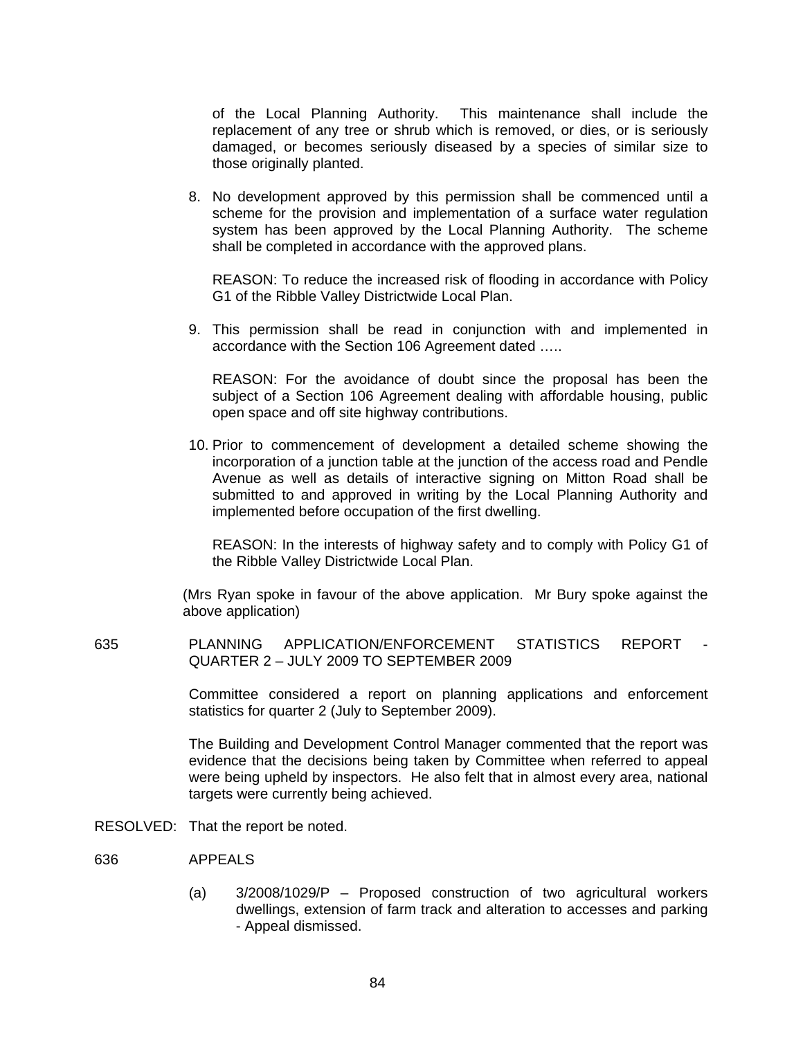of the Local Planning Authority. This maintenance shall include the replacement of any tree or shrub which is removed, or dies, or is seriously damaged, or becomes seriously diseased by a species of similar size to those originally planted.

8. No development approved by this permission shall be commenced until a scheme for the provision and implementation of a surface water regulation system has been approved by the Local Planning Authority. The scheme shall be completed in accordance with the approved plans.

   REASON: To reduce the increased risk of flooding in accordance with Policy G1 of the Ribble Valley Districtwide Local Plan.

9. This permission shall be read in conjunction with and implemented in accordance with the Section 106 Agreement dated …..

   REASON: For the avoidance of doubt since the proposal has been the subject of a Section 106 Agreement dealing with affordable housing, public open space and off site highway contributions.

10. Prior to commencement of development a detailed scheme showing the incorporation of a junction table at the junction of the access road and Pendle Avenue as well as details of interactive signing on Mitton Road shall be submitted to and approved in writing by the Local Planning Authority and implemented before occupation of the first dwelling.

    REASON: In the interests of highway safety and to comply with Policy G1 of the Ribble Valley Districtwide Local Plan.

(Mrs Ryan spoke in favour of the above application. Mr Bury spoke against the above application)

635 PLANNING APPLICATION/ENFORCEMENT STATISTICS REPORT - QUARTER 2 – JULY 2009 TO SEPTEMBER 2009

Committee considered a report on planning applications and enforcement statistics for quarter 2 (July to September 2009).

The Building and Development Control Manager commented that the report was evidence that the decisions being taken by Committee when referred to appeal were being upheld by inspectors. He also felt that in almost every area, national targets were currently being achieved.

RESOLVED: That the report be noted.

636 APPEALS

(a) 3/2008/1029/P – Proposed construction of two agricultural workers dwellings, extension of farm track and alteration to accesses and parking - Appeal dismissed.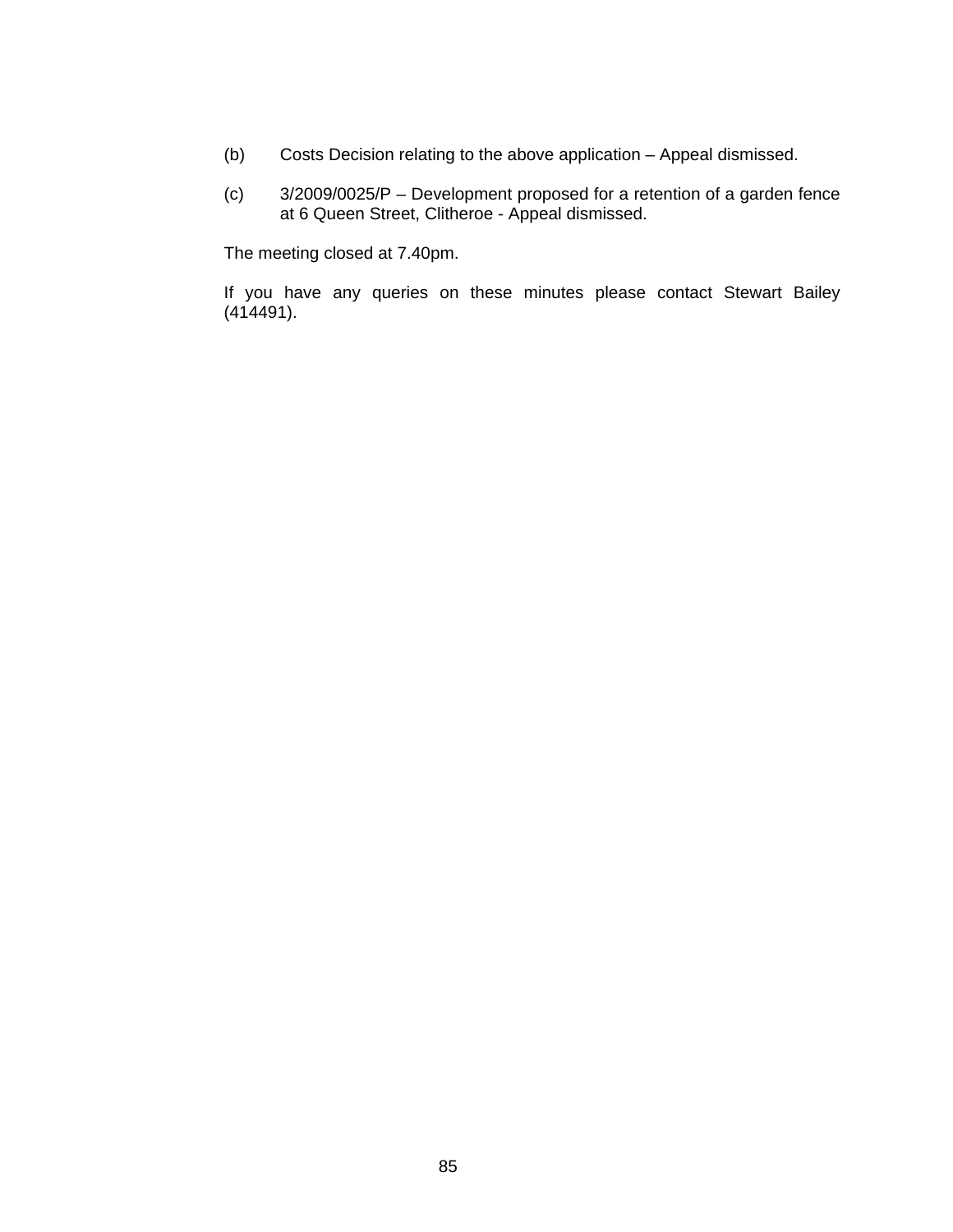(b) Costs Decision relating to the above application – Appeal dismissed.

(c) 3/2009/0025/P – Development proposed for a retention of a garden fence at 6 Queen Street, Clitheroe - Appeal dismissed.

The meeting closed at 7.40pm.

If you have any queries on these minutes please contact Stewart Bailey (414491).